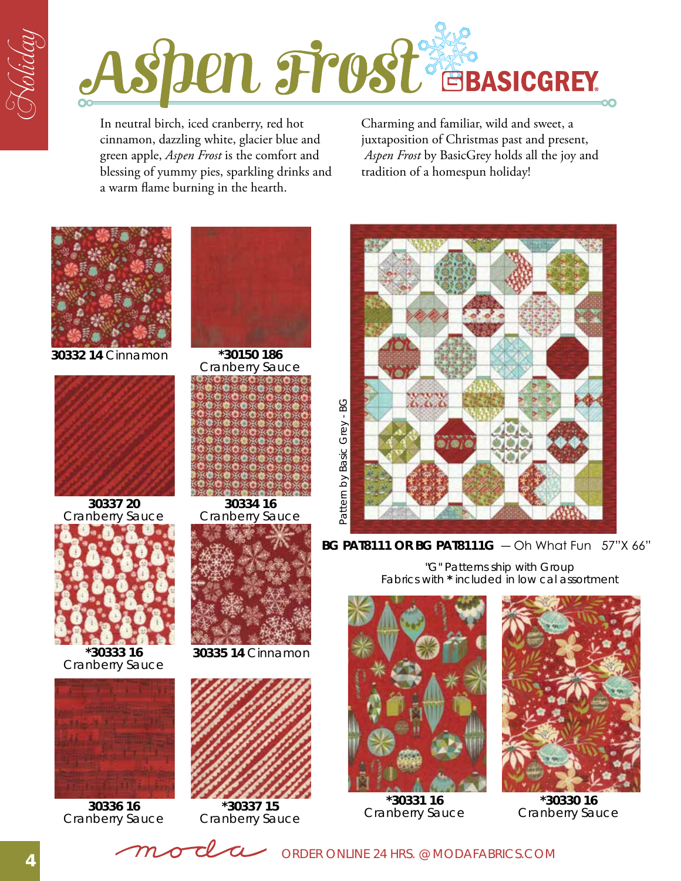# Aspen Frost

## BASICGREY

In neutral birch, iced cranberry, red hot cinnamon, dazzling white, glacier blue and green apple, *Aspen Frost* is the comfort and blessing of yummy pies, sparkling drinks and a warm flame burning in the hearth.

Charming and familiar, wild and sweet, a juxtaposition of Christmas past and present, *Aspen Frost* by BasicGrey holds all the joy and tradition of a homespun holiday!

**30332 14** Cinnamon

**\*30150 186** Cranberry Sauce

**30337 20** Cranberry Sauce

**30334 16** Cranberry Sauce

**\*30333 16** Cranberry Sauce

**30335 14** Cinnamon

**30336 16** Cranberry Sauce

**\*30337 15** Cranberry Sauce

Pattern by Basic Grey - BG

**BG PAT8111 OR BG PAT8111G** — Oh What Fun 57"X 66"

"G" Patterns ship with Group Fabrics with * included in low cal assortment

**\*30331 16** Cranberry Sauce

**\*30330 16** Cranberry Sauce

moda ORDER ONLINE 24 HRS. @ MODAFABRICS.COM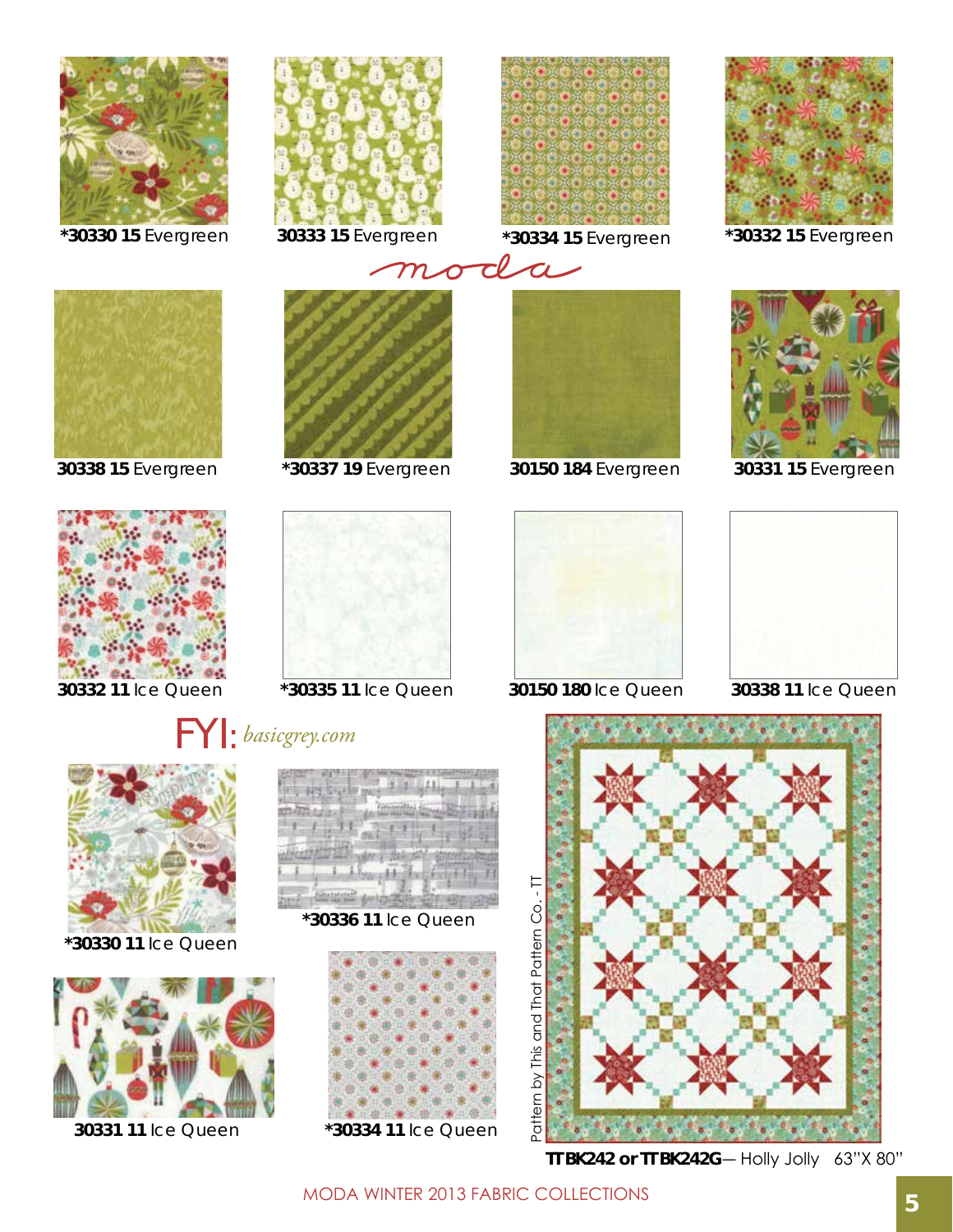**\*30330 15** Evergreen

**30333 15** Evergreen

**\*30334 15** Evergreen

**\*30332 15** Evergreen

moda

**30338 15** Evergreen

**\*30337 19** Evergreen

**30150 184** Evergreen

**30331 15** Evergreen

**30332 11** Ice Queen

**\*30335 11** Ice Queen

**30150 180** Ice Queen

**30338 11** Ice Queen

FYI: *basicgrey.com*

**\*30330 11** Ice Queen

**\*30336 11** Ice Queen

**30331 11** Ice Queen

**\*30334 11** Ice Queen

Pattern by This and That Pattern Co. - TT

**TTBK242 or TTBK242G**— Holly Jolly 63"X 80"

MODA WINTER 2013 FABRIC COLLECTIONS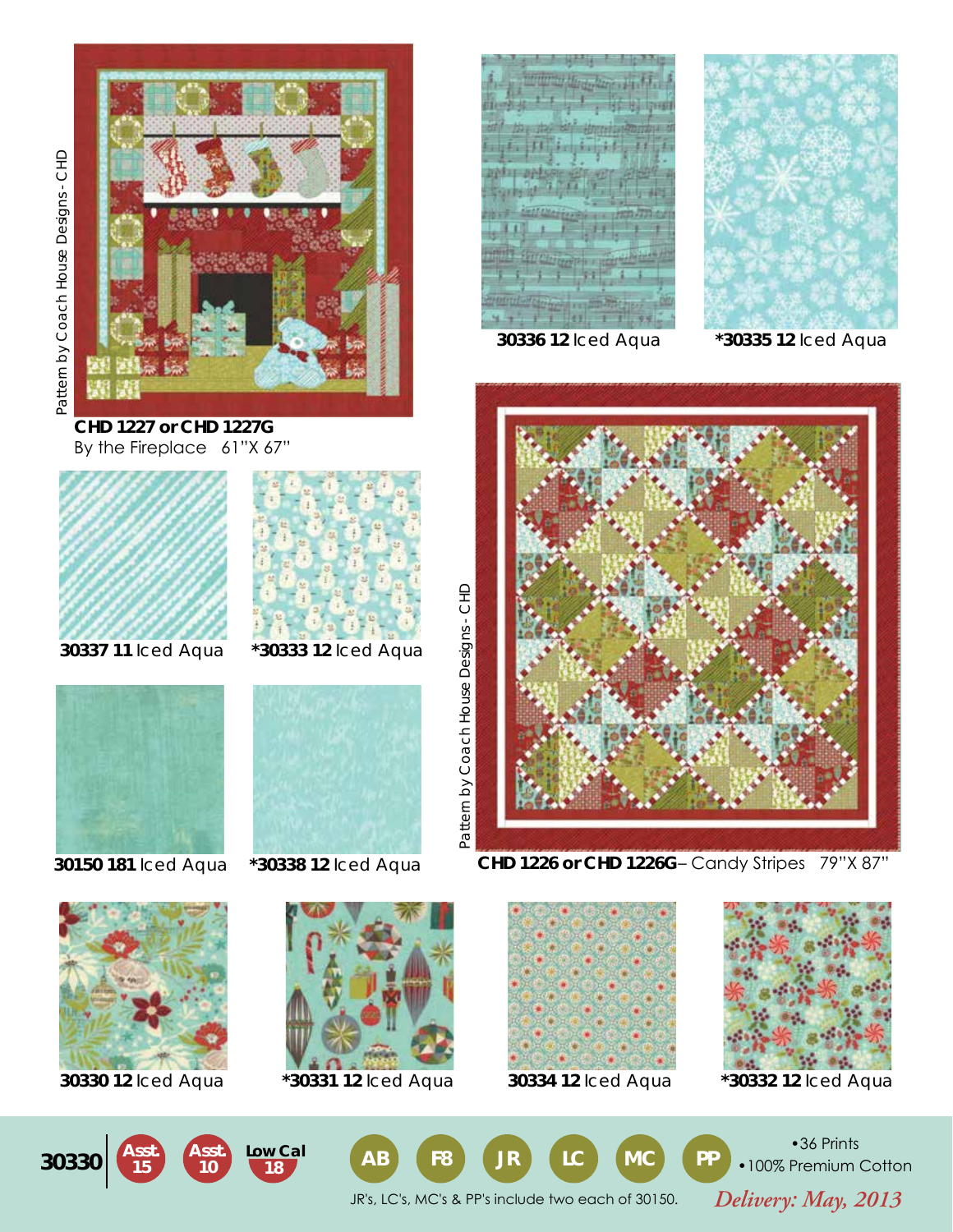Pattern by Coach House Designs - CHD

**CHD 1227 or CHD 1227G**
By the Fireplace 61"X 67"

**30336 12** Iced Aqua

***30335 12** Iced Aqua

**30337 11** Iced Aqua

***30333 12** Iced Aqua

**30150 181** Iced Aqua

***30338 12** Iced Aqua

Pattern by Coach House Designs - CHD

**CHD 1226 or CHD 1226G** – Candy Stripes 79"X 87"

**30330 12** Iced Aqua

***30331 12** Iced Aqua

**30334 12** Iced Aqua

***30332 12** Iced Aqua

**30330** | Asst. 15 | Asst. 10 | Low Cal 18 | AB | F8 | JR | LC | MC | PP

- 36 Prints
- 100% Premium Cotton

JR's, LC's, MC's & PP's include two each of 30150.

*Delivery: May, 2013*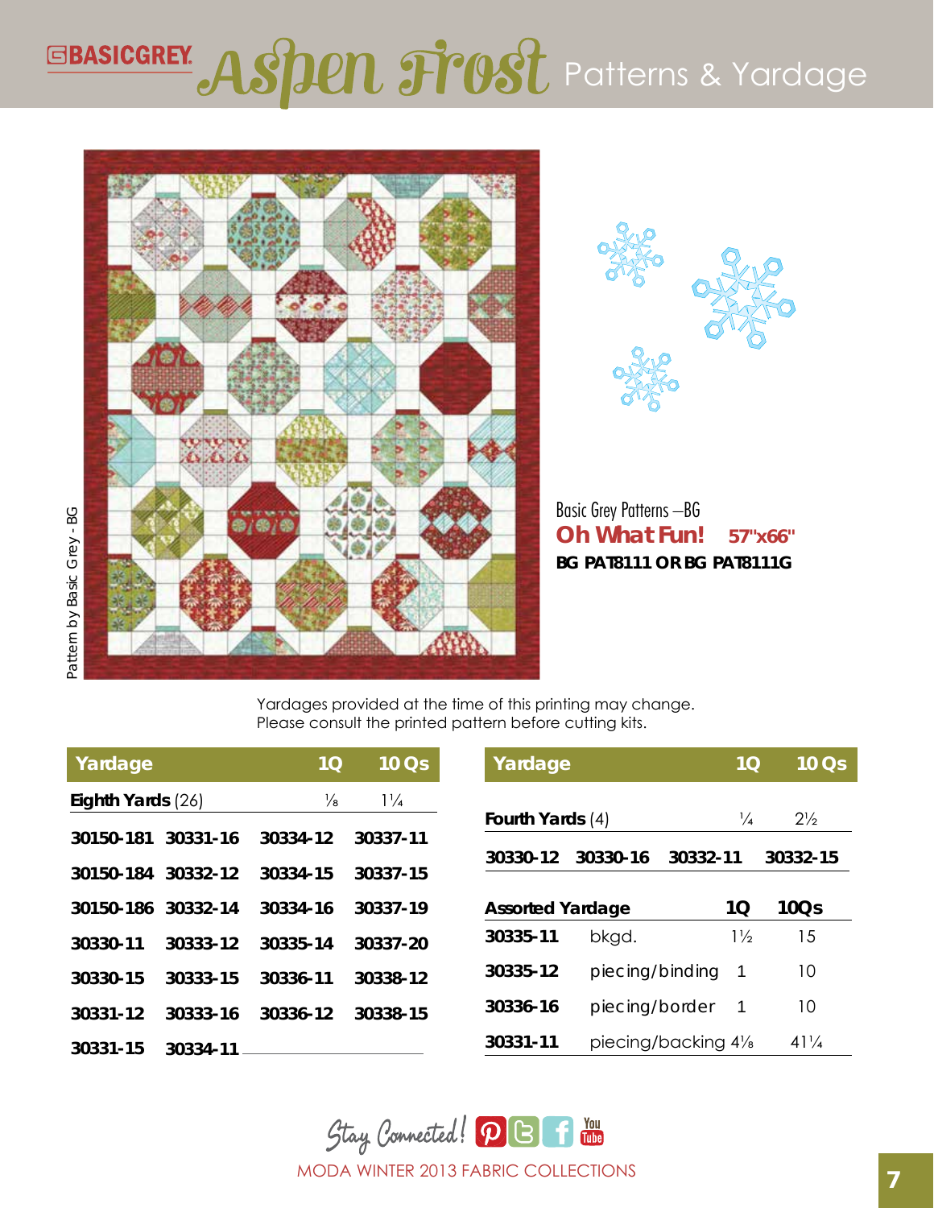# BASICGREY Aspen Frost Patterns & Yardage

Pattern by Basic Grey - BG

Basic Grey Patterns –BG

**Oh What Fun!** **57"x66"**

**BG PAT8111 OR BG PAT8111G**

Yardages provided at the time of this printing may change.
Please consult the printed pattern before cutting kits.

| Yardage | | 1Q | 10 Qs |
|---|---|---|---|
| **Eighth Yards** (26) | | ⅛ | 1¼ |
| **30150-181** | **30331-16** | **30334-12** | **30337-11** |
| **30150-184** | **30332-12** | **30334-15** | **30337-15** |
| **30150-186** | **30332-14** | **30334-16** | **30337-19** |
| **30330-11** | **30333-12** | **30335-14** | **30337-20** |
| **30330-15** | **30333-15** | **30336-11** | **30338-12** |
| **30331-12** | **30333-16** | **30336-12** | **30338-15** |
| **30331-15** | **30334-11** | | |

| Yardage | | 1Q | 10 Qs |
|---|---|---|---|
| **Fourth Yards** (4) | | ¼ | 2½ |
| **30330-12** | **30330-16** | **30332-11** | **30332-15** |

| **Assorted Yardage** | | **1Q** | **10Qs** |
|---|---|---|---|
| **30335-11** | bkgd. | 1½ | 15 |
| **30335-12** | piecing/binding | 1 | 10 |
| **30336-16** | piecing/border | 1 | 10 |
| **30331-11** | piecing/backing | 4⅛ | 41¼ |

Stay Connected!

MODA WINTER 2013 FABRIC COLLECTIONS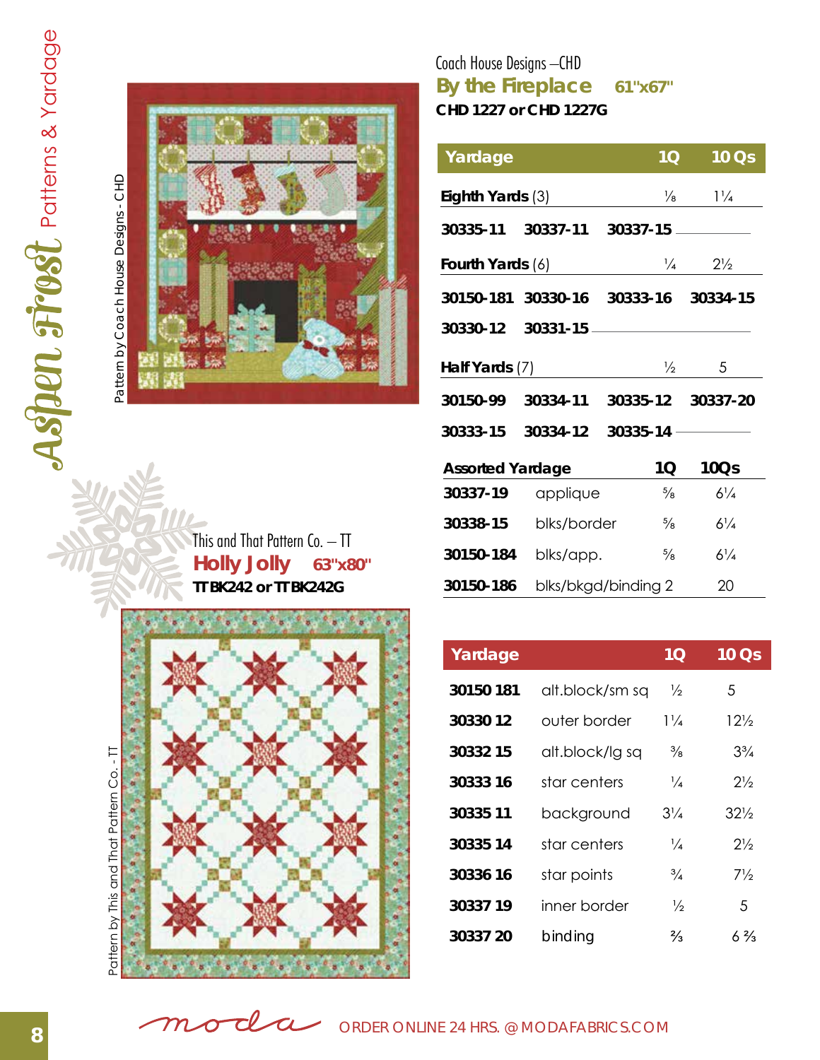Coach House Designs – CHD

## By the Fireplace 61"x67"

**CHD 1227 or CHD 1227G**

| Yardage | 1Q | 10 Qs |
|---|---|---|
| **Eighth Yards** (3) | ⅛ | 1¼ |
| **30335-11** **30337-11** **30337-15** | | |
| **Fourth Yards** (6) | ¼ | 2½ |
| **30150-181** **30330-16** **30333-16** **30334-15** **30330-12** **30331-15** | | |
| **Half Yards** (7) | ½ | 5 |
| **30150-99** **30334-11** **30335-12** **30337-20** **30333-15** **30334-12** **30335-14** | | |

| Assorted Yardage | | 1Q | 10Qs |
|---|---|---|---|
| **30337-19** | applique | ⅝ | 6¼ |
| **30338-15** | blks/border | ⅝ | 6¼ |
| **30150-184** | blks/app. | ⅝ | 6¼ |
| **30150-186** | blks/bkgd/binding | 2 | 20 |

Pattern by Coach House Designs - CHD

This and That Pattern Co. – TT

## Holly Jolly 63"x80"

**TT BK242 or TT BK242G**

| Yardage | | 1Q | 10 Qs |
|---|---|---|---|
| **30150 181** | alt.block/sm sq | ½ | 5 |
| **30330 12** | outer border | 1¼ | 12½ |
| **30332 15** | alt.block/lg sq | ⅜ | 3¾ |
| **30333 16** | star centers | ¼ | 2½ |
| **30335 11** | background | 3¼ | 32½ |
| **30335 14** | star centers | ¼ | 2½ |
| **30336 16** | star points | ¾ | 7½ |
| **30337 19** | inner border | ½ | 5 |
| **30337 20** | binding | ⅔ | 6⅔ |

Pattern by This and That Pattern Co. - TT

ORDER ONLINE 24 HRS. @ MODAFABRICS.COM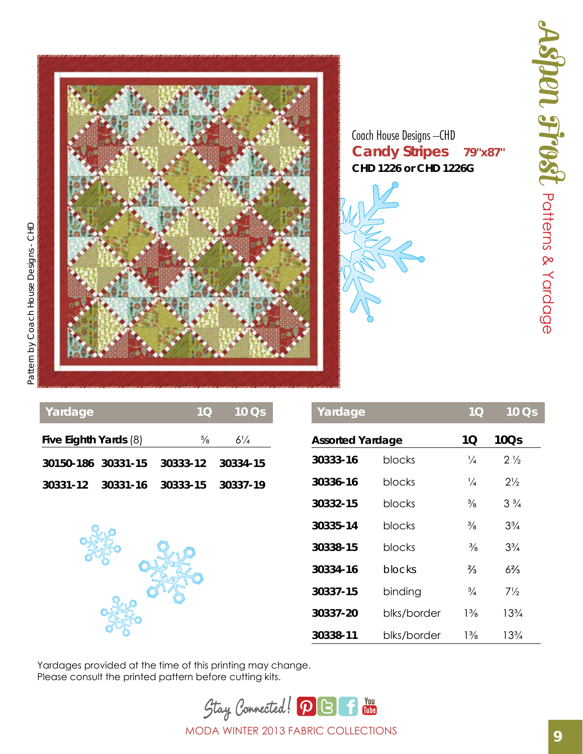# Aspen Frost Patterns & Yardage

Pattern by Coach House Designs - CHD

Coach House Designs –CHD

## Candy Stripes 79"x87"

**CHD 1226 or CHD 1226G**

| Yardage | | | 1Q | 10 Qs |
|---|---|---|---|---|
| **Five Eighth Yards** (8) | | | ⅝ | 6¼ |
| **30150-186** | **30331-15** | **30333-12** | **30334-15** | |
| **30331-12** | **30331-16** | **30333-15** | **30337-19** | |

| Yardage | | 1Q | 10 Qs |
|---|---|---|---|
| **Assorted Yardage** | | **1Q** | **10Qs** |
| **30333-16** | blocks | ¼ | 2 ½ |
| **30336-16** | blocks | ¼ | 2½ |
| **30332-15** | blocks | ⅜ | 3 ¾ |
| **30335-14** | blocks | ⅜ | 3¾ |
| **30338-15** | blocks | ⅜ | 3¾ |
| **30334-16** | blocks | ⅔ | 6⅔ |
| **30337-15** | binding | ¾ | 7½ |
| **30337-20** | blks/border | 1⅜ | 13¾ |
| **30338-11** | blks/border | 1⅜ | 13¾ |

Yardages provided at the time of this printing may change.
Please consult the printed pattern before cutting kits.

Stay Connected!

MODA WINTER 2013 FABRIC COLLECTIONS